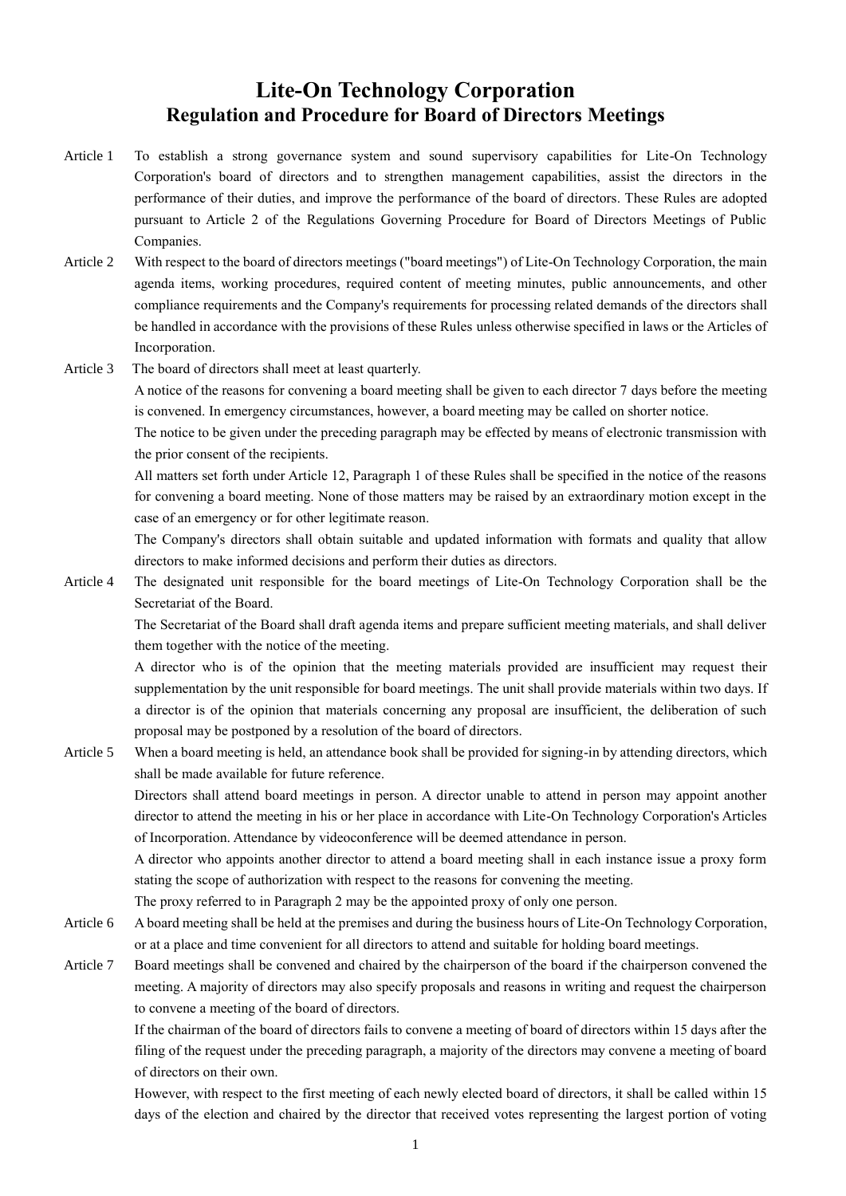# Lite-On Technology Corporation
## Regulation and Procedure for Board of Directors Meetings

Article 1 To establish a strong governance system and sound supervisory capabilities for Lite-On Technology Corporation's board of directors and to strengthen management capabilities, assist the directors in the performance of their duties, and improve the performance of the board of directors. These Rules are adopted pursuant to Article 2 of the Regulations Governing Procedure for Board of Directors Meetings of Public Companies.

Article 2 With respect to the board of directors meetings ("board meetings") of Lite-On Technology Corporation, the main agenda items, working procedures, required content of meeting minutes, public announcements, and other compliance requirements and the Company's requirements for processing related demands of the directors shall be handled in accordance with the provisions of these Rules unless otherwise specified in laws or the Articles of Incorporation.

Article 3 The board of directors shall meet at least quarterly.

A notice of the reasons for convening a board meeting shall be given to each director 7 days before the meeting is convened. In emergency circumstances, however, a board meeting may be called on shorter notice.

The notice to be given under the preceding paragraph may be effected by means of electronic transmission with the prior consent of the recipients.

All matters set forth under Article 12, Paragraph 1 of these Rules shall be specified in the notice of the reasons for convening a board meeting. None of those matters may be raised by an extraordinary motion except in the case of an emergency or for other legitimate reason.

The Company's directors shall obtain suitable and updated information with formats and quality that allow directors to make informed decisions and perform their duties as directors.

Article 4 The designated unit responsible for the board meetings of Lite-On Technology Corporation shall be the Secretariat of the Board.

The Secretariat of the Board shall draft agenda items and prepare sufficient meeting materials, and shall deliver them together with the notice of the meeting.

A director who is of the opinion that the meeting materials provided are insufficient may request their supplementation by the unit responsible for board meetings. The unit shall provide materials within two days. If a director is of the opinion that materials concerning any proposal are insufficient, the deliberation of such proposal may be postponed by a resolution of the board of directors.

Article 5 When a board meeting is held, an attendance book shall be provided for signing-in by attending directors, which shall be made available for future reference.

Directors shall attend board meetings in person. A director unable to attend in person may appoint another director to attend the meeting in his or her place in accordance with Lite-On Technology Corporation's Articles of Incorporation. Attendance by videoconference will be deemed attendance in person.

A director who appoints another director to attend a board meeting shall in each instance issue a proxy form stating the scope of authorization with respect to the reasons for convening the meeting.

The proxy referred to in Paragraph 2 may be the appointed proxy of only one person.

Article 6 A board meeting shall be held at the premises and during the business hours of Lite-On Technology Corporation, or at a place and time convenient for all directors to attend and suitable for holding board meetings.

Article 7 Board meetings shall be convened and chaired by the chairperson of the board if the chairperson convened the meeting. A majority of directors may also specify proposals and reasons in writing and request the chairperson to convene a meeting of the board of directors.

If the chairman of the board of directors fails to convene a meeting of board of directors within 15 days after the filing of the request under the preceding paragraph, a majority of the directors may convene a meeting of board of directors on their own.

However, with respect to the first meeting of each newly elected board of directors, it shall be called within 15 days of the election and chaired by the director that received votes representing the largest portion of voting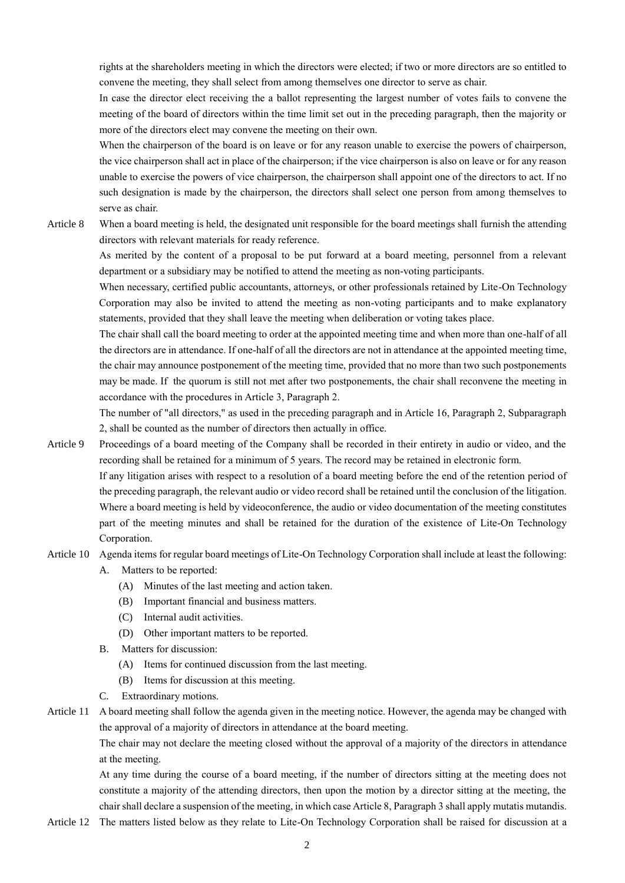rights at the shareholders meeting in which the directors were elected; if two or more directors are so entitled to convene the meeting, they shall select from among themselves one director to serve as chair.

In case the director elect receiving the a ballot representing the largest number of votes fails to convene the meeting of the board of directors within the time limit set out in the preceding paragraph, then the majority or more of the directors elect may convene the meeting on their own.

When the chairperson of the board is on leave or for any reason unable to exercise the powers of chairperson, the vice chairperson shall act in place of the chairperson; if the vice chairperson is also on leave or for any reason unable to exercise the powers of vice chairperson, the chairperson shall appoint one of the directors to act. If no such designation is made by the chairperson, the directors shall select one person from among themselves to serve as chair.

Article 8 When a board meeting is held, the designated unit responsible for the board meetings shall furnish the attending directors with relevant materials for ready reference.

As merited by the content of a proposal to be put forward at a board meeting, personnel from a relevant department or a subsidiary may be notified to attend the meeting as non-voting participants.

When necessary, certified public accountants, attorneys, or other professionals retained by Lite-On Technology Corporation may also be invited to attend the meeting as non-voting participants and to make explanatory statements, provided that they shall leave the meeting when deliberation or voting takes place.

The chair shall call the board meeting to order at the appointed meeting time and when more than one-half of all the directors are in attendance. If one-half of all the directors are not in attendance at the appointed meeting time, the chair may announce postponement of the meeting time, provided that no more than two such postponements may be made. If the quorum is still not met after two postponements, the chair shall reconvene the meeting in accordance with the procedures in Article 3, Paragraph 2.

The number of "all directors," as used in the preceding paragraph and in Article 16, Paragraph 2, Subparagraph 2, shall be counted as the number of directors then actually in office.

Article 9 Proceedings of a board meeting of the Company shall be recorded in their entirety in audio or video, and the recording shall be retained for a minimum of 5 years. The record may be retained in electronic form.

If any litigation arises with respect to a resolution of a board meeting before the end of the retention period of the preceding paragraph, the relevant audio or video record shall be retained until the conclusion of the litigation.

Where a board meeting is held by videoconference, the audio or video documentation of the meeting constitutes part of the meeting minutes and shall be retained for the duration of the existence of Lite-On Technology Corporation.

Article 10 Agenda items for regular board meetings of Lite-On Technology Corporation shall include at least the following:

- A. Matters to be reported:
  - (A) Minutes of the last meeting and action taken.
  - (B) Important financial and business matters.
  - (C) Internal audit activities.
  - (D) Other important matters to be reported.
- B. Matters for discussion:
  - (A) Items for continued discussion from the last meeting.
  - (B) Items for discussion at this meeting.
- C. Extraordinary motions.

Article 11 A board meeting shall follow the agenda given in the meeting notice. However, the agenda may be changed with the approval of a majority of directors in attendance at the board meeting.

The chair may not declare the meeting closed without the approval of a majority of the directors in attendance at the meeting.

At any time during the course of a board meeting, if the number of directors sitting at the meeting does not constitute a majority of the attending directors, then upon the motion by a director sitting at the meeting, the chair shall declare a suspension of the meeting, in which case Article 8, Paragraph 3 shall apply mutatis mutandis.

Article 12 The matters listed below as they relate to Lite-On Technology Corporation shall be raised for discussion at a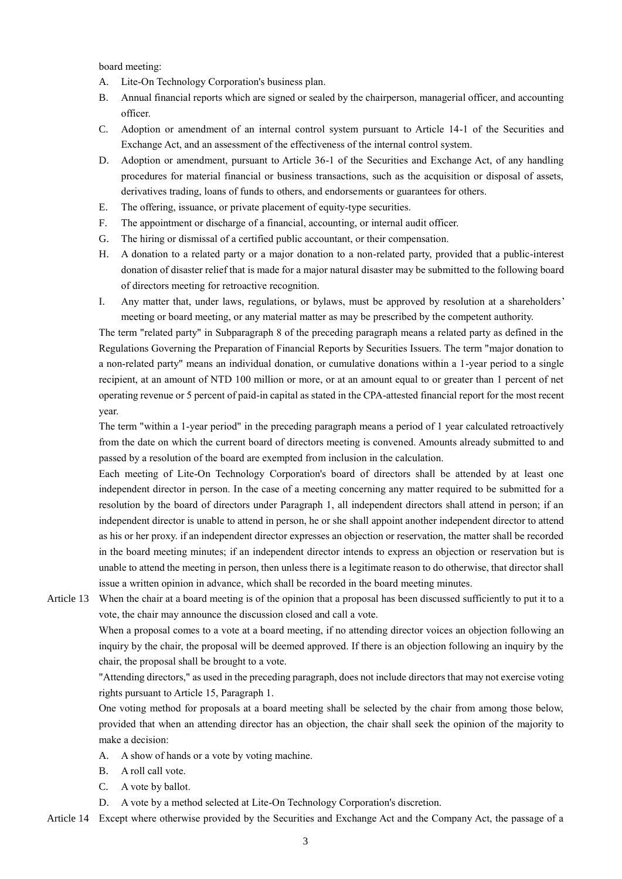board meeting:

A. Lite-On Technology Corporation's business plan.
B. Annual financial reports which are signed or sealed by the chairperson, managerial officer, and accounting officer.
C. Adoption or amendment of an internal control system pursuant to Article 14-1 of the Securities and Exchange Act, and an assessment of the effectiveness of the internal control system.
D. Adoption or amendment, pursuant to Article 36-1 of the Securities and Exchange Act, of any handling procedures for material financial or business transactions, such as the acquisition or disposal of assets, derivatives trading, loans of funds to others, and endorsements or guarantees for others.
E. The offering, issuance, or private placement of equity-type securities.
F. The appointment or discharge of a financial, accounting, or internal audit officer.
G. The hiring or dismissal of a certified public accountant, or their compensation.
H. A donation to a related party or a major donation to a non-related party, provided that a public-interest donation of disaster relief that is made for a major natural disaster may be submitted to the following board of directors meeting for retroactive recognition.
I. Any matter that, under laws, regulations, or bylaws, must be approved by resolution at a shareholders' meeting or board meeting, or any material matter as may be prescribed by the competent authority.

The term "related party" in Subparagraph 8 of the preceding paragraph means a related party as defined in the Regulations Governing the Preparation of Financial Reports by Securities Issuers. The term "major donation to a non-related party" means an individual donation, or cumulative donations within a 1-year period to a single recipient, at an amount of NTD 100 million or more, or at an amount equal to or greater than 1 percent of net operating revenue or 5 percent of paid-in capital as stated in the CPA-attested financial report for the most recent year.

The term "within a 1-year period" in the preceding paragraph means a period of 1 year calculated retroactively from the date on which the current board of directors meeting is convened. Amounts already submitted to and passed by a resolution of the board are exempted from inclusion in the calculation.

Each meeting of Lite-On Technology Corporation's board of directors shall be attended by at least one independent director in person. In the case of a meeting concerning any matter required to be submitted for a resolution by the board of directors under Paragraph 1, all independent directors shall attend in person; if an independent director is unable to attend in person, he or she shall appoint another independent director to attend as his or her proxy. if an independent director expresses an objection or reservation, the matter shall be recorded in the board meeting minutes; if an independent director intends to express an objection or reservation but is unable to attend the meeting in person, then unless there is a legitimate reason to do otherwise, that director shall issue a written opinion in advance, which shall be recorded in the board meeting minutes.

Article 13 When the chair at a board meeting is of the opinion that a proposal has been discussed sufficiently to put it to a vote, the chair may announce the discussion closed and call a vote.

When a proposal comes to a vote at a board meeting, if no attending director voices an objection following an inquiry by the chair, the proposal will be deemed approved. If there is an objection following an inquiry by the chair, the proposal shall be brought to a vote.

"Attending directors," as used in the preceding paragraph, does not include directors that may not exercise voting rights pursuant to Article 15, Paragraph 1.

One voting method for proposals at a board meeting shall be selected by the chair from among those below, provided that when an attending director has an objection, the chair shall seek the opinion of the majority to make a decision:

A. A show of hands or a vote by voting machine.
B. A roll call vote.
C. A vote by ballot.
D. A vote by a method selected at Lite-On Technology Corporation's discretion.

Article 14 Except where otherwise provided by the Securities and Exchange Act and the Company Act, the passage of a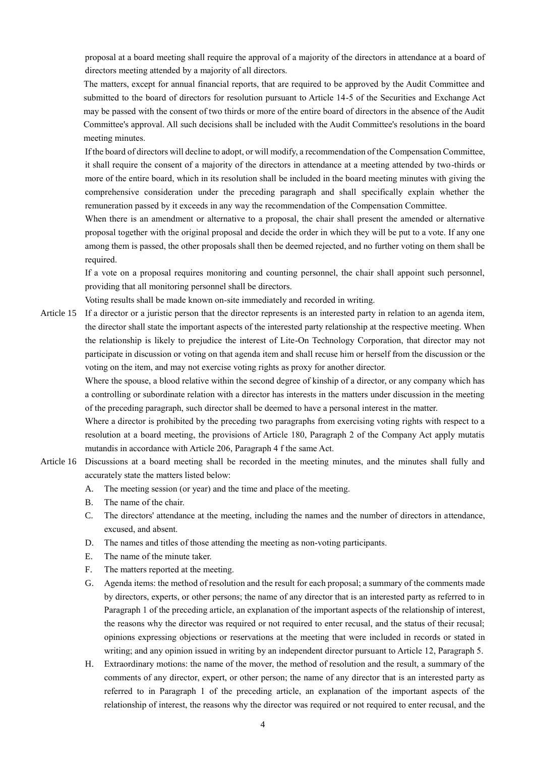proposal at a board meeting shall require the approval of a majority of the directors in attendance at a board of directors meeting attended by a majority of all directors.

The matters, except for annual financial reports, that are required to be approved by the Audit Committee and submitted to the board of directors for resolution pursuant to Article 14-5 of the Securities and Exchange Act may be passed with the consent of two thirds or more of the entire board of directors in the absence of the Audit Committee's approval. All such decisions shall be included with the Audit Committee's resolutions in the board meeting minutes.

If the board of directors will decline to adopt, or will modify, a recommendation of the Compensation Committee, it shall require the consent of a majority of the directors in attendance at a meeting attended by two-thirds or more of the entire board, which in its resolution shall be included in the board meeting minutes with giving the comprehensive consideration under the preceding paragraph and shall specifically explain whether the remuneration passed by it exceeds in any way the recommendation of the Compensation Committee.

When there is an amendment or alternative to a proposal, the chair shall present the amended or alternative proposal together with the original proposal and decide the order in which they will be put to a vote. If any one among them is passed, the other proposals shall then be deemed rejected, and no further voting on them shall be required.

If a vote on a proposal requires monitoring and counting personnel, the chair shall appoint such personnel, providing that all monitoring personnel shall be directors.

Voting results shall be made known on-site immediately and recorded in writing.

Article 15 If a director or a juristic person that the director represents is an interested party in relation to an agenda item, the director shall state the important aspects of the interested party relationship at the respective meeting. When the relationship is likely to prejudice the interest of Lite-On Technology Corporation, that director may not participate in discussion or voting on that agenda item and shall recuse him or herself from the discussion or the voting on the item, and may not exercise voting rights as proxy for another director.

Where the spouse, a blood relative within the second degree of kinship of a director, or any company which has a controlling or subordinate relation with a director has interests in the matters under discussion in the meeting of the preceding paragraph, such director shall be deemed to have a personal interest in the matter.

Where a director is prohibited by the preceding two paragraphs from exercising voting rights with respect to a resolution at a board meeting, the provisions of Article 180, Paragraph 2 of the Company Act apply mutatis mutandis in accordance with Article 206, Paragraph 4 f the same Act.

Article 16 Discussions at a board meeting shall be recorded in the meeting minutes, and the minutes shall fully and accurately state the matters listed below:

A. The meeting session (or year) and the time and place of the meeting.

B. The name of the chair.

C. The directors' attendance at the meeting, including the names and the number of directors in attendance, excused, and absent.

D. The names and titles of those attending the meeting as non-voting participants.

E. The name of the minute taker.

F. The matters reported at the meeting.

G. Agenda items: the method of resolution and the result for each proposal; a summary of the comments made by directors, experts, or other persons; the name of any director that is an interested party as referred to in Paragraph 1 of the preceding article, an explanation of the important aspects of the relationship of interest, the reasons why the director was required or not required to enter recusal, and the status of their recusal; opinions expressing objections or reservations at the meeting that were included in records or stated in writing; and any opinion issued in writing by an independent director pursuant to Article 12, Paragraph 5.

H. Extraordinary motions: the name of the mover, the method of resolution and the result, a summary of the comments of any director, expert, or other person; the name of any director that is an interested party as referred to in Paragraph 1 of the preceding article, an explanation of the important aspects of the relationship of interest, the reasons why the director was required or not required to enter recusal, and the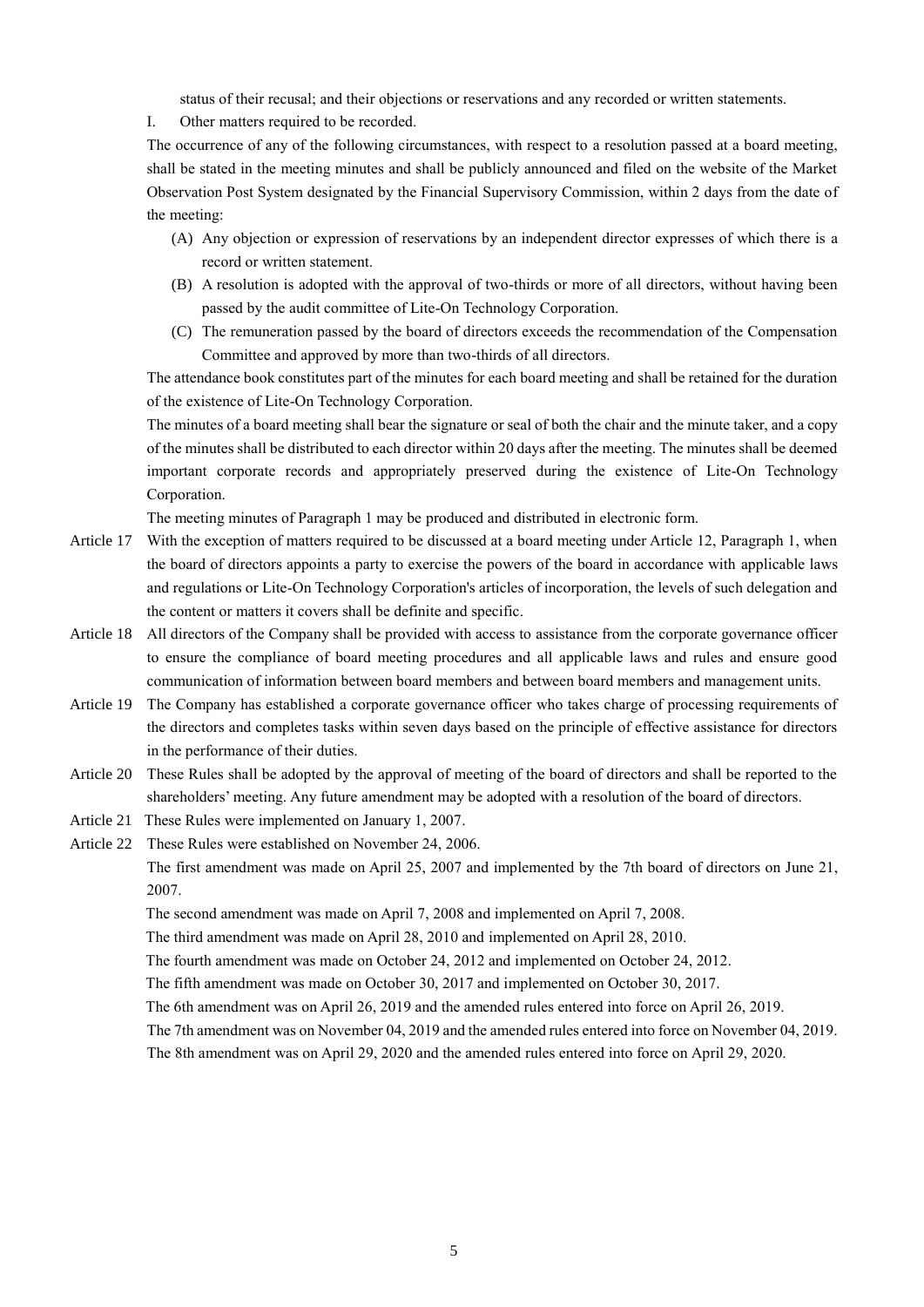status of their recusal; and their objections or reservations and any recorded or written statements.

I. Other matters required to be recorded.

The occurrence of any of the following circumstances, with respect to a resolution passed at a board meeting, shall be stated in the meeting minutes and shall be publicly announced and filed on the website of the Market Observation Post System designated by the Financial Supervisory Commission, within 2 days from the date of the meeting:

(A) Any objection or expression of reservations by an independent director expresses of which there is a record or written statement.

(B) A resolution is adopted with the approval of two-thirds or more of all directors, without having been passed by the audit committee of Lite-On Technology Corporation.

(C) The remuneration passed by the board of directors exceeds the recommendation of the Compensation Committee and approved by more than two-thirds of all directors.

The attendance book constitutes part of the minutes for each board meeting and shall be retained for the duration of the existence of Lite-On Technology Corporation.

The minutes of a board meeting shall bear the signature or seal of both the chair and the minute taker, and a copy of the minutes shall be distributed to each director within 20 days after the meeting. The minutes shall be deemed important corporate records and appropriately preserved during the existence of Lite-On Technology Corporation.

The meeting minutes of Paragraph 1 may be produced and distributed in electronic form.

Article 17 With the exception of matters required to be discussed at a board meeting under Article 12, Paragraph 1, when the board of directors appoints a party to exercise the powers of the board in accordance with applicable laws and regulations or Lite-On Technology Corporation's articles of incorporation, the levels of such delegation and the content or matters it covers shall be definite and specific.

Article 18 All directors of the Company shall be provided with access to assistance from the corporate governance officer to ensure the compliance of board meeting procedures and all applicable laws and rules and ensure good communication of information between board members and between board members and management units.

Article 19 The Company has established a corporate governance officer who takes charge of processing requirements of the directors and completes tasks within seven days based on the principle of effective assistance for directors in the performance of their duties.

Article 20 These Rules shall be adopted by the approval of meeting of the board of directors and shall be reported to the shareholders' meeting. Any future amendment may be adopted with a resolution of the board of directors.

Article 21 These Rules were implemented on January 1, 2007.

Article 22 These Rules were established on November 24, 2006.

The first amendment was made on April 25, 2007 and implemented by the 7th board of directors on June 21, 2007.

The second amendment was made on April 7, 2008 and implemented on April 7, 2008.

The third amendment was made on April 28, 2010 and implemented on April 28, 2010.

The fourth amendment was made on October 24, 2012 and implemented on October 24, 2012.

The fifth amendment was made on October 30, 2017 and implemented on October 30, 2017.

The 6th amendment was on April 26, 2019 and the amended rules entered into force on April 26, 2019.

The 7th amendment was on November 04, 2019 and the amended rules entered into force on November 04, 2019.

The 8th amendment was on April 29, 2020 and the amended rules entered into force on April 29, 2020.